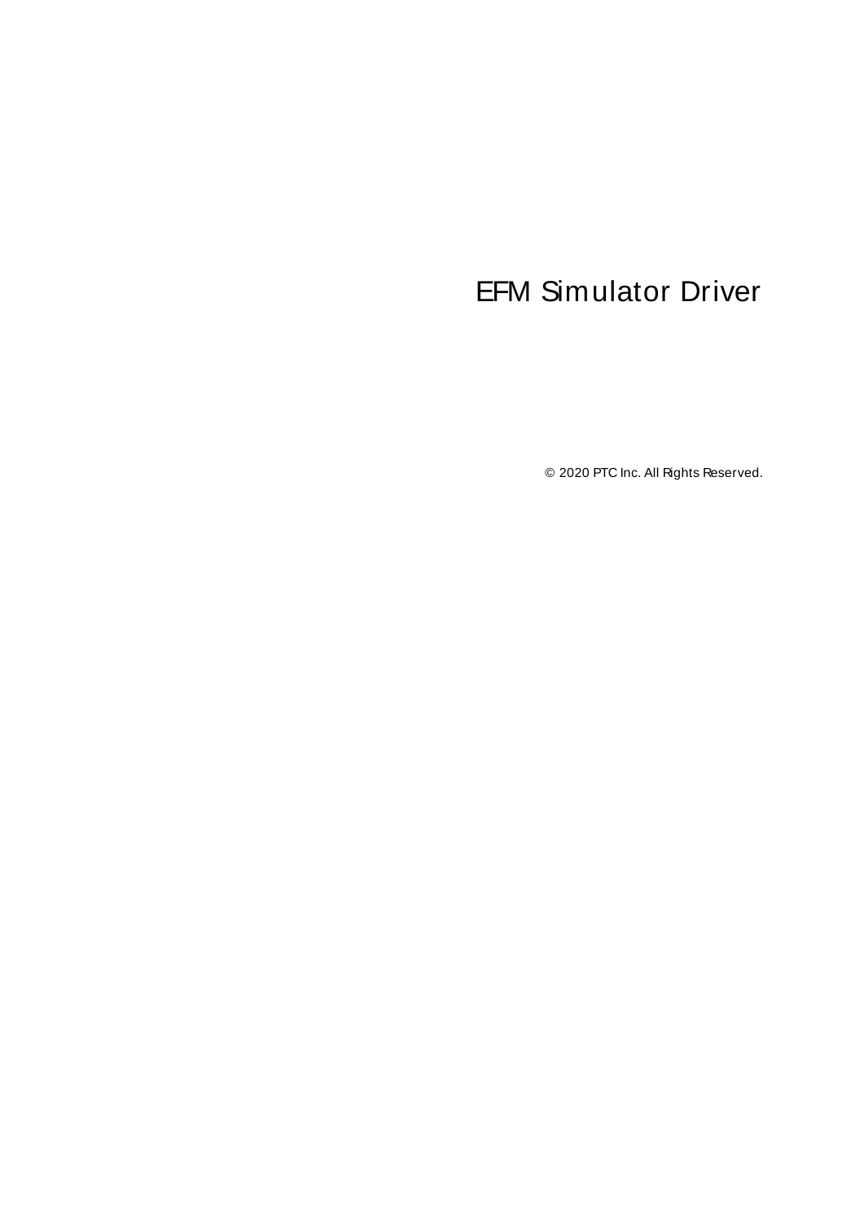# EFM Simulator Driver

© 2020 PTC Inc. All Rights Reserved.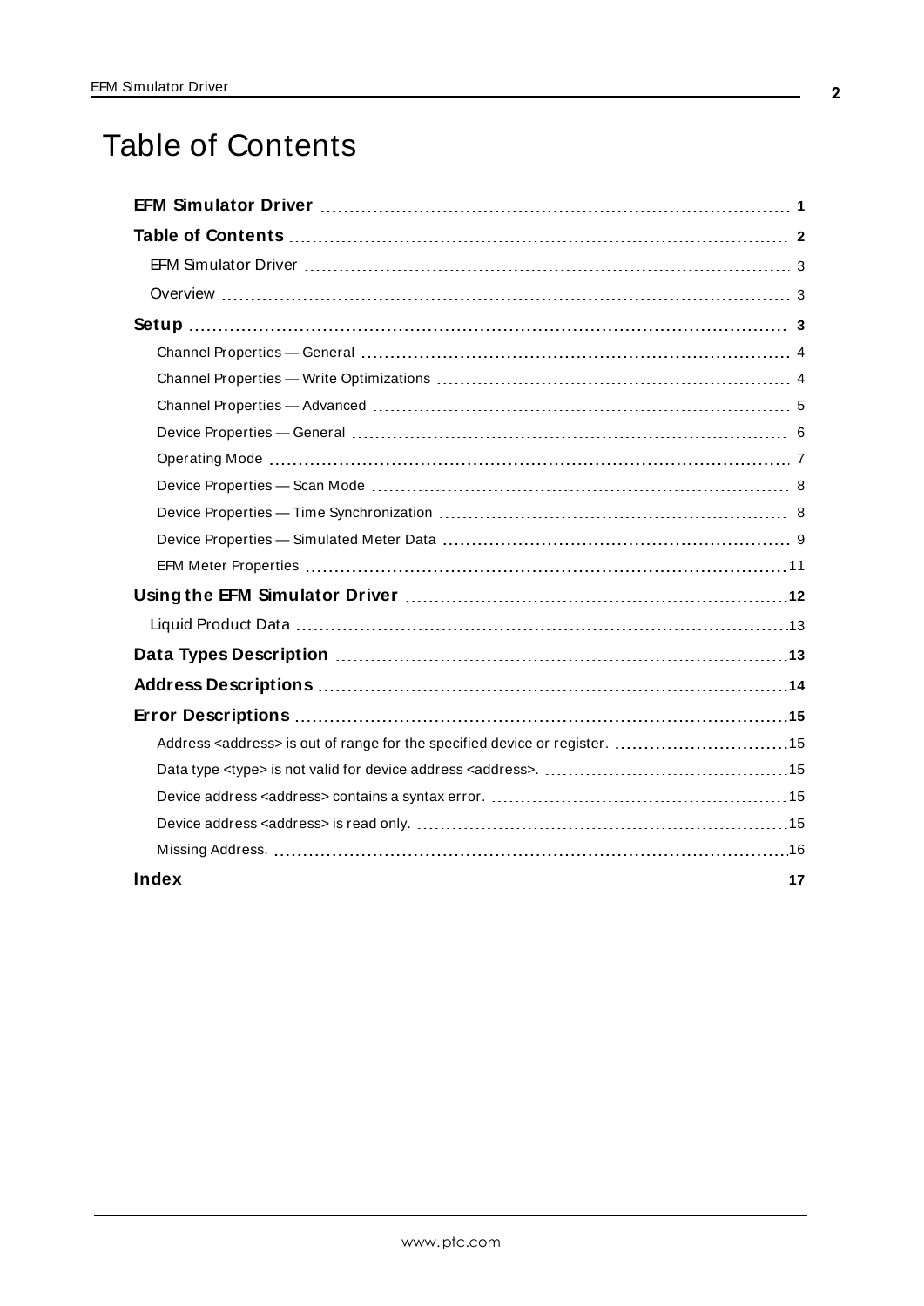# Table of Contents

**EFM Simulator Driver** ..... 1

**Table of Contents** ..... 2

EFM Simulator Driver ..... 3

Overview ..... 3

**Setup** ..... 3

Channel Properties — General ..... 4

Channel Properties — Write Optimizations ..... 4

Channel Properties — Advanced ..... 5

Device Properties — General ..... 6

Operating Mode ..... 7

Device Properties — Scan Mode ..... 8

Device Properties — Time Synchronization ..... 8

Device Properties — Simulated Meter Data ..... 9

EFM Meter Properties ..... 11

**Using the EFM Simulator Driver** ..... 12

Liquid Product Data ..... 13

**Data Types Description** ..... 13

**Address Descriptions** ..... 14

**Error Descriptions** ..... 15

Address <address> is out of range for the specified device or register. ..... 15

Data type <type> is not valid for device address <address>. ..... 15

Device address <address> contains a syntax error. ..... 15

Device address <address> is read only. ..... 15

Missing Address. ..... 16

**Index** ..... 17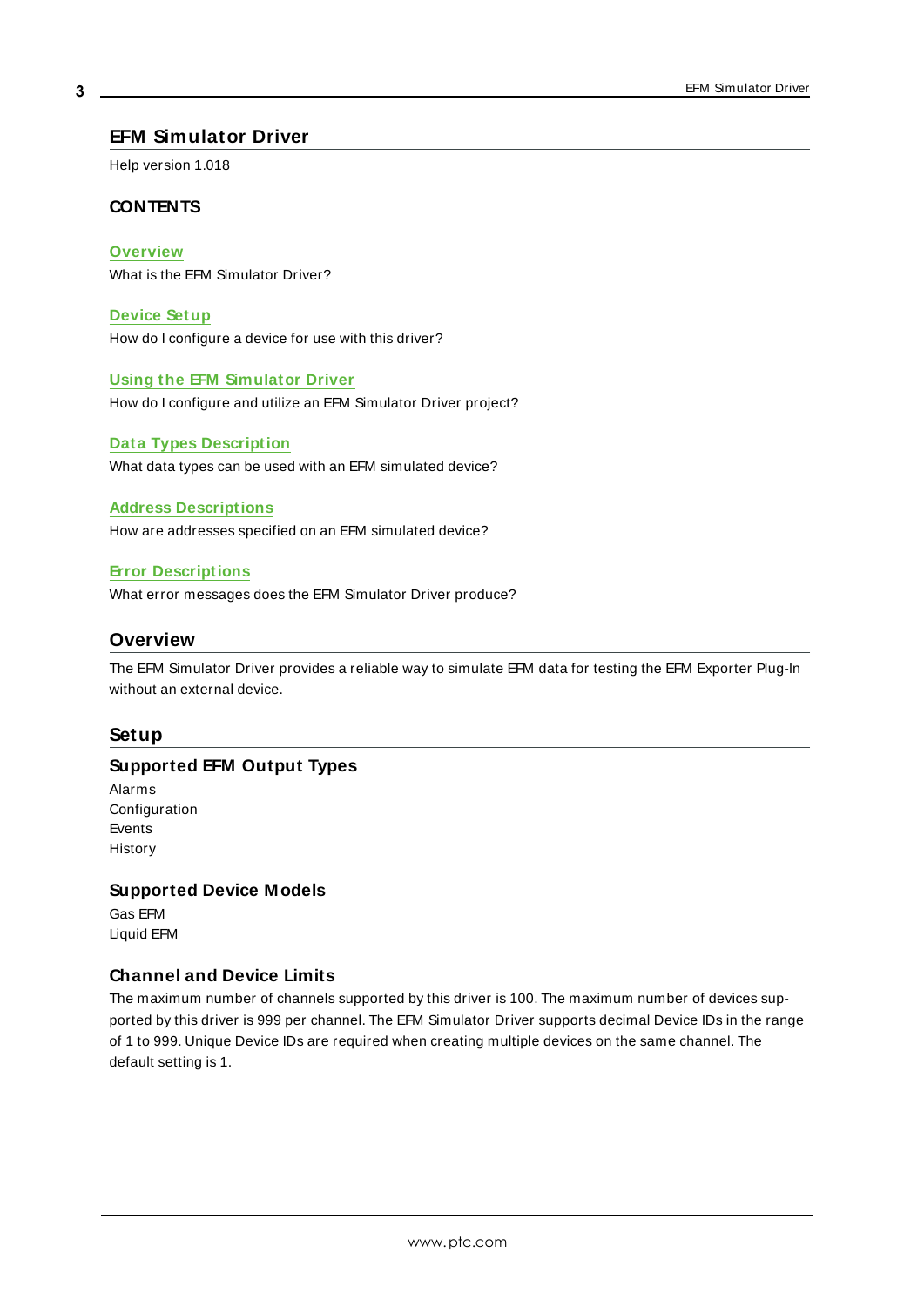# EFM Simulator Driver

Help version 1.018

## CONTENTS

**Overview**
What is the EFM Simulator Driver?

**Device Setup**
How do I configure a device for use with this driver?

**Using the EFM Simulator Driver**
How do I configure and utilize an EFM Simulator Driver project?

**Data Types Description**
What data types can be used with an EFM simulated device?

**Address Descriptions**
How are addresses specified on an EFM simulated device?

**Error Descriptions**
What error messages does the EFM Simulator Driver produce?

## Overview

The EFM Simulator Driver provides a reliable way to simulate EFM data for testing the EFM Exporter Plug-In without an external device.

## Setup

### Supported EFM Output Types

Alarms
Configuration
Events
History

### Supported Device Models

Gas EFM
Liquid EFM

### Channel and Device Limits

The maximum number of channels supported by this driver is 100. The maximum number of devices supported by this driver is 999 per channel. The EFM Simulator Driver supports decimal Device IDs in the range of 1 to 999. Unique Device IDs are required when creating multiple devices on the same channel. The default setting is 1.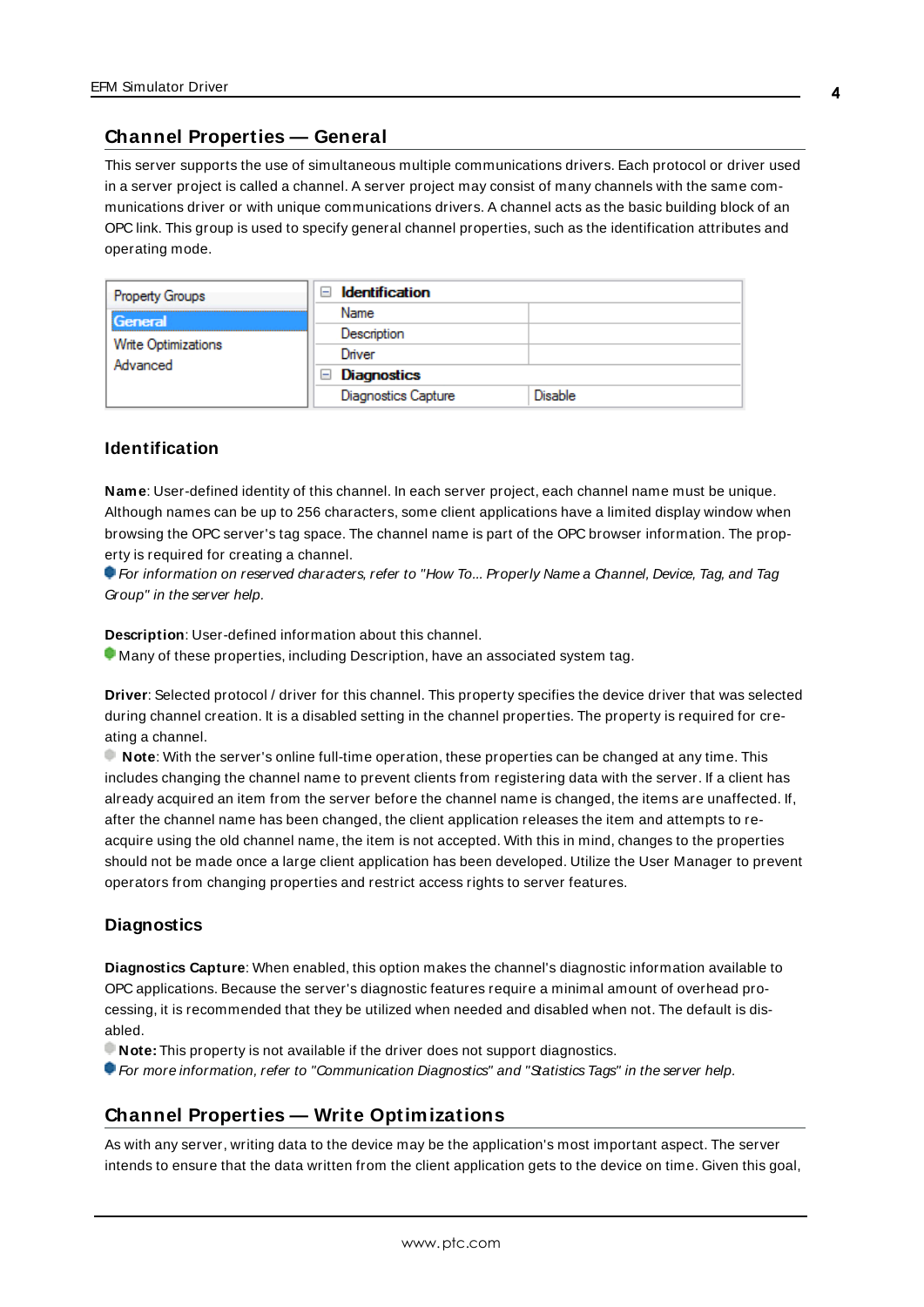## Channel Properties — General

This server supports the use of simultaneous multiple communications drivers. Each protocol or driver used in a server project is called a channel. A server project may consist of many channels with the same communications driver or with unique communications drivers. A channel acts as the basic building block of an OPC link. This group is used to specify general channel properties, such as the identification attributes and operating mode.

| Property Groups | Identification | |
|---|---|---|
| General | Name | |
| Write Optimizations | Description | |
| Advanced | Driver | |
| | Diagnostics | |
| | Diagnostics Capture | Disable |

### Identification

**Name**: User-defined identity of this channel. In each server project, each channel name must be unique. Although names can be up to 256 characters, some client applications have a limited display window when browsing the OPC server's tag space. The channel name is part of the OPC browser information. The property is required for creating a channel.

*For information on reserved characters, refer to "How To... Properly Name a Channel, Device, Tag, and Tag Group" in the server help.*

**Description**: User-defined information about this channel.

Many of these properties, including Description, have an associated system tag.

**Driver**: Selected protocol / driver for this channel. This property specifies the device driver that was selected during channel creation. It is a disabled setting in the channel properties. The property is required for creating a channel.

**Note**: With the server's online full-time operation, these properties can be changed at any time. This includes changing the channel name to prevent clients from registering data with the server. If a client has already acquired an item from the server before the channel name is changed, the items are unaffected. If, after the channel name has been changed, the client application releases the item and attempts to re-acquire using the old channel name, the item is not accepted. With this in mind, changes to the properties should not be made once a large client application has been developed. Utilize the User Manager to prevent operators from changing properties and restrict access rights to server features.

### Diagnostics

**Diagnostics Capture**: When enabled, this option makes the channel's diagnostic information available to OPC applications. Because the server's diagnostic features require a minimal amount of overhead processing, it is recommended that they be utilized when needed and disabled when not. The default is disabled.

**Note:** This property is not available if the driver does not support diagnostics.

*For more information, refer to "Communication Diagnostics" and "Statistics Tags" in the server help.*

## Channel Properties — Write Optimizations

As with any server, writing data to the device may be the application's most important aspect. The server intends to ensure that the data written from the client application gets to the device on time. Given this goal,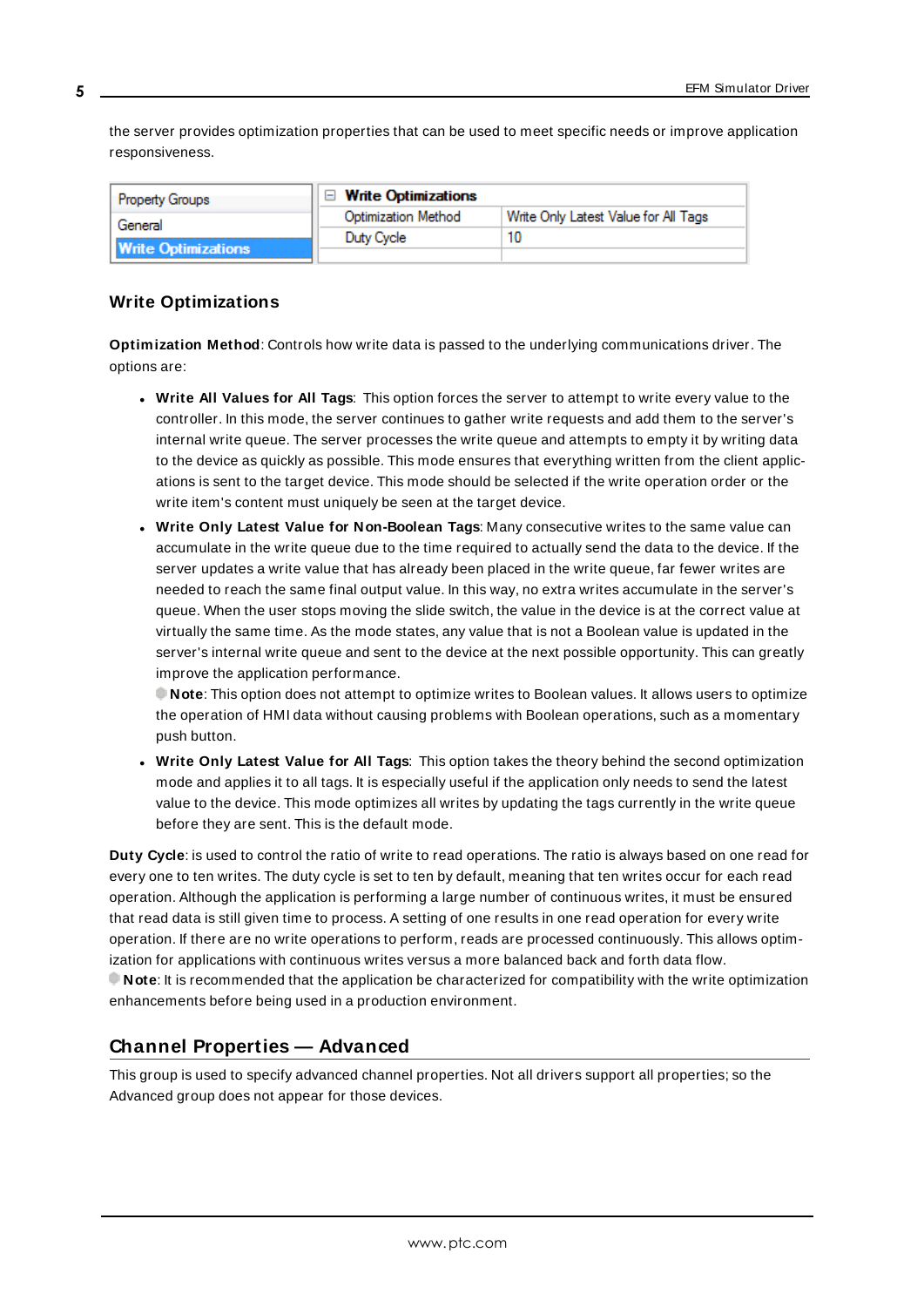the server provides optimization properties that can be used to meet specific needs or improve application responsiveness.

| Property Groups | Write Optimizations | |
|---|---|---|
| General | Optimization Method | Write Only Latest Value for All Tags |
| **Write Optimizations** | Duty Cycle | 10 |

### Write Optimizations

**Optimization Method**: Controls how write data is passed to the underlying communications driver. The options are:

- **Write All Values for All Tags**: This option forces the server to attempt to write every value to the controller. In this mode, the server continues to gather write requests and add them to the server's internal write queue. The server processes the write queue and attempts to empty it by writing data to the device as quickly as possible. This mode ensures that everything written from the client applications is sent to the target device. This mode should be selected if the write operation order or the write item's content must uniquely be seen at the target device.
- **Write Only Latest Value for Non-Boolean Tags**: Many consecutive writes to the same value can accumulate in the write queue due to the time required to actually send the data to the device. If the server updates a write value that has already been placed in the write queue, far fewer writes are needed to reach the same final output value. In this way, no extra writes accumulate in the server's queue. When the user stops moving the slide switch, the value in the device is at the correct value at virtually the same time. As the mode states, any value that is not a Boolean value is updated in the server's internal write queue and sent to the device at the next possible opportunity. This can greatly improve the application performance.
  **Note**: This option does not attempt to optimize writes to Boolean values. It allows users to optimize the operation of HMI data without causing problems with Boolean operations, such as a momentary push button.
- **Write Only Latest Value for All Tags**: This option takes the theory behind the second optimization mode and applies it to all tags. It is especially useful if the application only needs to send the latest value to the device. This mode optimizes all writes by updating the tags currently in the write queue before they are sent. This is the default mode.

**Duty Cycle**: is used to control the ratio of write to read operations. The ratio is always based on one read for every one to ten writes. The duty cycle is set to ten by default, meaning that ten writes occur for each read operation. Although the application is performing a large number of continuous writes, it must be ensured that read data is still given time to process. A setting of one results in one read operation for every write operation. If there are no write operations to perform, reads are processed continuously. This allows optimization for applications with continuous writes versus a more balanced back and forth data flow.
**Note**: It is recommended that the application be characterized for compatibility with the write optimization enhancements before being used in a production environment.

## Channel Properties — Advanced

This group is used to specify advanced channel properties. Not all drivers support all properties; so the Advanced group does not appear for those devices.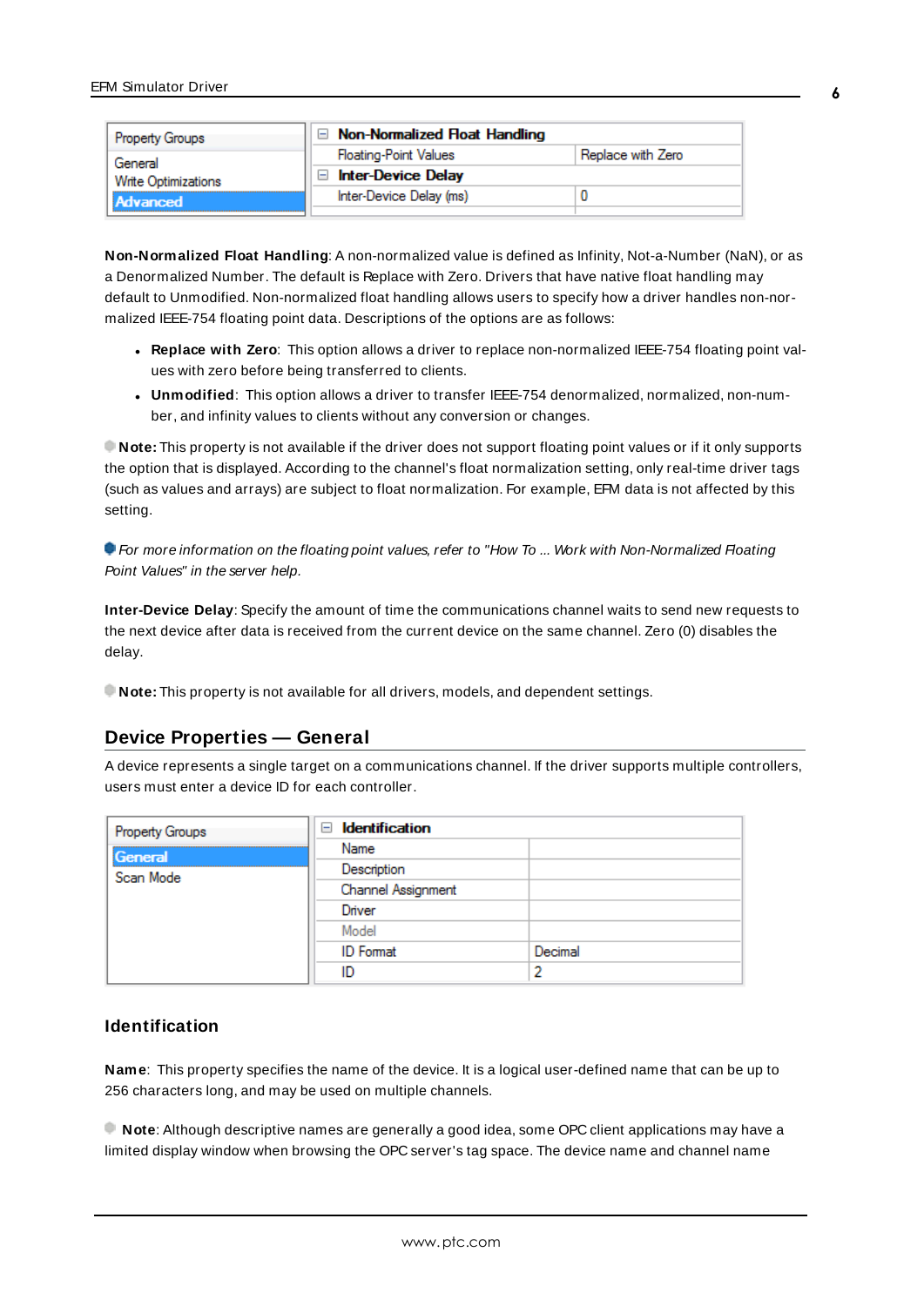| Property Groups | Non-Normalized Float Handling | |
|---|---|---|
| General | Floating-Point Values | Replace with Zero |
| Write Optimizations | Inter-Device Delay | |
| Advanced | Inter-Device Delay (ms) | 0 |

**Non-Normalized Float Handling**: A non-normalized value is defined as Infinity, Not-a-Number (NaN), or as a Denormalized Number. The default is Replace with Zero. Drivers that have native float handling may default to Unmodified. Non-normalized float handling allows users to specify how a driver handles non-normalized IEEE-754 floating point data. Descriptions of the options are as follows:

- **Replace with Zero**: This option allows a driver to replace non-normalized IEEE-754 floating point values with zero before being transferred to clients.
- **Unmodified**: This option allows a driver to transfer IEEE-754 denormalized, normalized, non-number, and infinity values to clients without any conversion or changes.

**Note:** This property is not available if the driver does not support floating point values or if it only supports the option that is displayed. According to the channel's float normalization setting, only real-time driver tags (such as values and arrays) are subject to float normalization. For example, EFM data is not affected by this setting.

*For more information on the floating point values, refer to "How To ... Work with Non-Normalized Floating Point Values" in the server help.*

**Inter-Device Delay**: Specify the amount of time the communications channel waits to send new requests to the next device after data is received from the current device on the same channel. Zero (0) disables the delay.

**Note:** This property is not available for all drivers, models, and dependent settings.

## Device Properties — General

A device represents a single target on a communications channel. If the driver supports multiple controllers, users must enter a device ID for each controller.

| Property Groups | Identification | |
|---|---|---|
| General | Name | |
| Scan Mode | Description | |
| | Channel Assignment | |
| | Driver | |
| | Model | |
| | ID Format | Decimal |
| | ID | 2 |

### Identification

**Name**: This property specifies the name of the device. It is a logical user-defined name that can be up to 256 characters long, and may be used on multiple channels.

**Note**: Although descriptive names are generally a good idea, some OPC client applications may have a limited display window when browsing the OPC server's tag space. The device name and channel name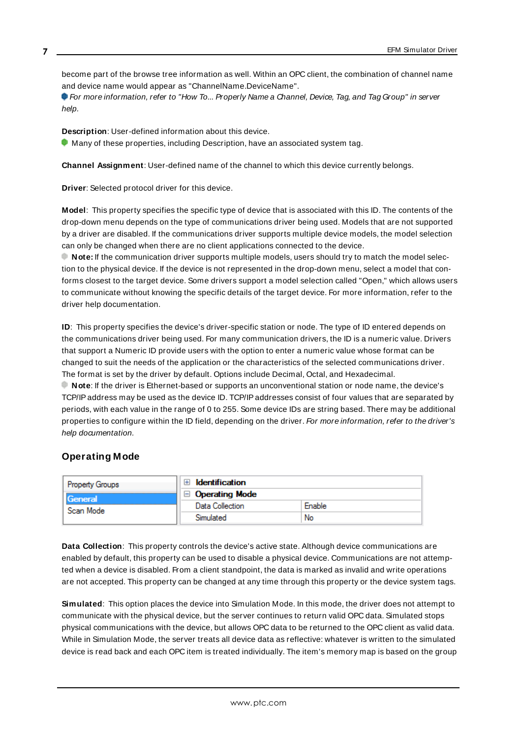become part of the browse tree information as well. Within an OPC client, the combination of channel name and device name would appear as "ChannelName.DeviceName".

*For more information, refer to "How To... Properly Name a Channel, Device, Tag, and Tag Group" in server help.*

**Description**: User-defined information about this device.

Many of these properties, including Description, have an associated system tag.

**Channel Assignment**: User-defined name of the channel to which this device currently belongs.

**Driver**: Selected protocol driver for this device.

**Model**: This property specifies the specific type of device that is associated with this ID. The contents of the drop-down menu depends on the type of communications driver being used. Models that are not supported by a driver are disabled. If the communications driver supports multiple device models, the model selection can only be changed when there are no client applications connected to the device.

**Note:** If the communication driver supports multiple models, users should try to match the model selection to the physical device. If the device is not represented in the drop-down menu, select a model that conforms closest to the target device. Some drivers support a model selection called "Open," which allows users to communicate without knowing the specific details of the target device. For more information, refer to the driver help documentation.

**ID**: This property specifies the device's driver-specific station or node. The type of ID entered depends on the communications driver being used. For many communication drivers, the ID is a numeric value. Drivers that support a Numeric ID provide users with the option to enter a numeric value whose format can be changed to suit the needs of the application or the characteristics of the selected communications driver. The format is set by the driver by default. Options include Decimal, Octal, and Hexadecimal.

**Note**: If the driver is Ethernet-based or supports an unconventional station or node name, the device's TCP/IP address may be used as the device ID. TCP/IP addresses consist of four values that are separated by periods, with each value in the range of 0 to 255. Some device IDs are string based. There may be additional properties to configure within the ID field, depending on the driver. *For more information, refer to the driver's help documentation.*

## Operating Mode

| Property Groups | Identification | |
|---|---|---|
| General | **Operating Mode** | |
| Scan Mode | Data Collection | Enable |
| | Simulated | No |

**Data Collection**: This property controls the device's active state. Although device communications are enabled by default, this property can be used to disable a physical device. Communications are not attempted when a device is disabled. From a client standpoint, the data is marked as invalid and write operations are not accepted. This property can be changed at any time through this property or the device system tags.

**Simulated**: This option places the device into Simulation Mode. In this mode, the driver does not attempt to communicate with the physical device, but the server continues to return valid OPC data. Simulated stops physical communications with the device, but allows OPC data to be returned to the OPC client as valid data. While in Simulation Mode, the server treats all device data as reflective: whatever is written to the simulated device is read back and each OPC item is treated individually. The item's memory map is based on the group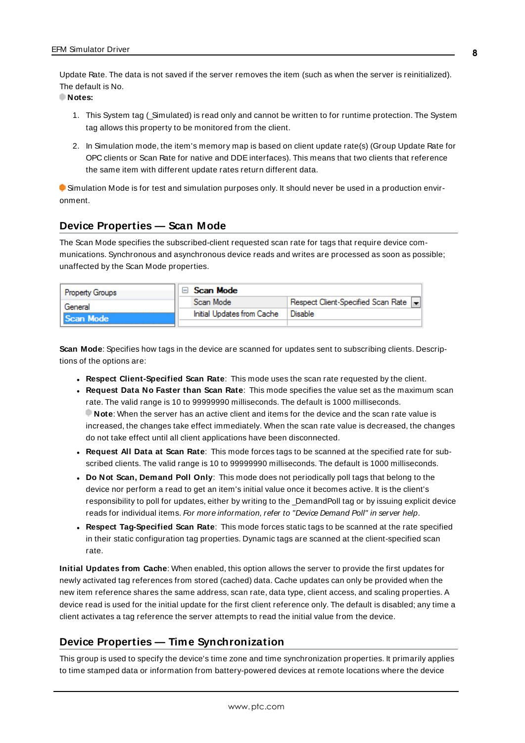Update Rate. The data is not saved if the server removes the item (such as when the server is reinitialized). The default is No.

**Notes:**

1. This System tag (_Simulated) is read only and cannot be written to for runtime protection. The System tag allows this property to be monitored from the client.

2. In Simulation mode, the item's memory map is based on client update rate(s) (Group Update Rate for OPC clients or Scan Rate for native and DDE interfaces). This means that two clients that reference the same item with different update rates return different data.

Simulation Mode is for test and simulation purposes only. It should never be used in a production environment.

## Device Properties — Scan Mode

The Scan Mode specifies the subscribed-client requested scan rate for tags that require device communications. Synchronous and asynchronous device reads and writes are processed as soon as possible; unaffected by the Scan Mode properties.

| Property Groups | Scan Mode | |
|---|---|---|
| General | Scan Mode | Respect Client-Specified Scan Rate |
| **Scan Mode** | Initial Updates from Cache | Disable |

**Scan Mode**: Specifies how tags in the device are scanned for updates sent to subscribing clients. Descriptions of the options are:

- **Respect Client-Specified Scan Rate**: This mode uses the scan rate requested by the client.
- **Request Data No Faster than Scan Rate**: This mode specifies the value set as the maximum scan rate. The valid range is 10 to 99999990 milliseconds. The default is 1000 milliseconds.
  **Note**: When the server has an active client and items for the device and the scan rate value is increased, the changes take effect immediately. When the scan rate value is decreased, the changes do not take effect until all client applications have been disconnected.
- **Request All Data at Scan Rate**: This mode forces tags to be scanned at the specified rate for subscribed clients. The valid range is 10 to 99999990 milliseconds. The default is 1000 milliseconds.
- **Do Not Scan, Demand Poll Only**: This mode does not periodically poll tags that belong to the device nor perform a read to get an item's initial value once it becomes active. It is the client's responsibility to poll for updates, either by writing to the _DemandPoll tag or by issuing explicit device reads for individual items. *For more information, refer to "Device Demand Poll" in server help.*
- **Respect Tag-Specified Scan Rate**: This mode forces static tags to be scanned at the rate specified in their static configuration tag properties. Dynamic tags are scanned at the client-specified scan rate.

**Initial Updates from Cache**: When enabled, this option allows the server to provide the first updates for newly activated tag references from stored (cached) data. Cache updates can only be provided when the new item reference shares the same address, scan rate, data type, client access, and scaling properties. A device read is used for the initial update for the first client reference only. The default is disabled; any time a client activates a tag reference the server attempts to read the initial value from the device.

## Device Properties — Time Synchronization

This group is used to specify the device's time zone and time synchronization properties. It primarily applies to time stamped data or information from battery-powered devices at remote locations where the device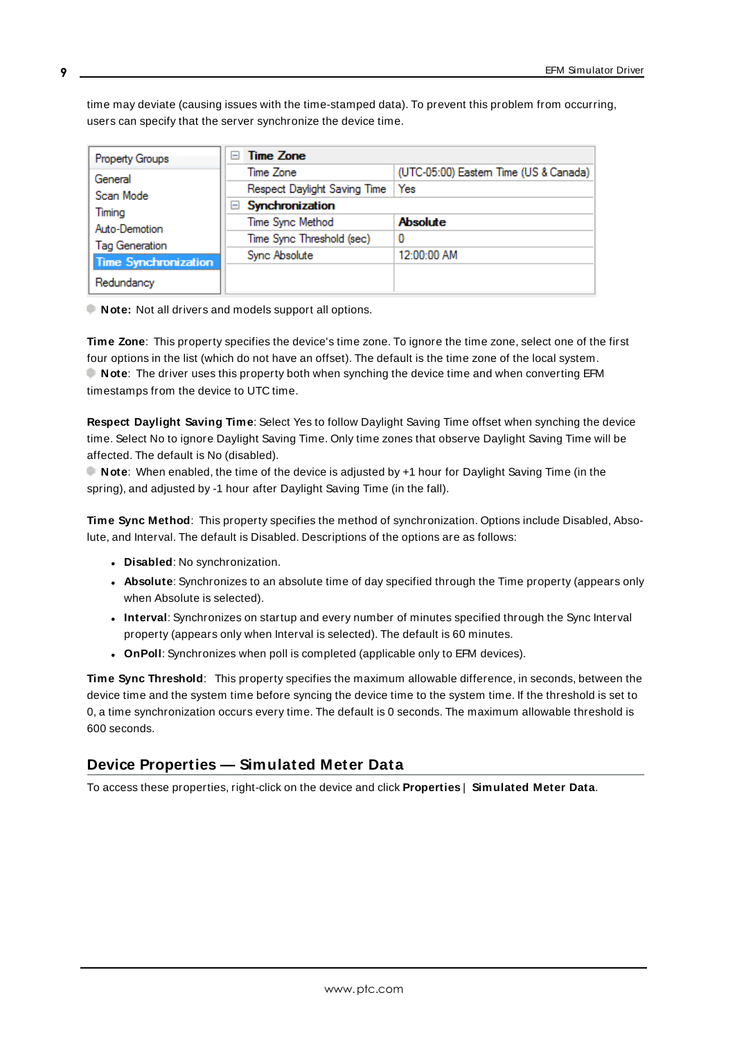time may deviate (causing issues with the time-stamped data). To prevent this problem from occurring, users can specify that the server synchronize the device time.

| Property Groups | Time Zone | |
|---|---|---|
| General | Time Zone | (UTC-05:00) Eastern Time (US & Canada) |
| Scan Mode | Respect Daylight Saving Time | Yes |
| Timing | **Synchronization** | |
| Auto-Demotion | Time Sync Method | **Absolute** |
| Tag Generation | Time Sync Threshold (sec) | 0 |
| Time Synchronization | Sync Absolute | 12:00:00 AM |
| Redundancy | | |

**Note:** Not all drivers and models support all options.

**Time Zone**: This property specifies the device's time zone. To ignore the time zone, select one of the first four options in the list (which do not have an offset). The default is the time zone of the local system.

**Note**: The driver uses this property both when synching the device time and when converting EFM timestamps from the device to UTC time.

**Respect Daylight Saving Time**: Select Yes to follow Daylight Saving Time offset when synching the device time. Select No to ignore Daylight Saving Time. Only time zones that observe Daylight Saving Time will be affected. The default is No (disabled).

**Note**: When enabled, the time of the device is adjusted by +1 hour for Daylight Saving Time (in the spring), and adjusted by -1 hour after Daylight Saving Time (in the fall).

**Time Sync Method**: This property specifies the method of synchronization. Options include Disabled, Absolute, and Interval. The default is Disabled. Descriptions of the options are as follows:

- **Disabled**: No synchronization.
- **Absolute**: Synchronizes to an absolute time of day specified through the Time property (appears only when Absolute is selected).
- **Interval**: Synchronizes on startup and every number of minutes specified through the Sync Interval property (appears only when Interval is selected). The default is 60 minutes.
- **OnPoll**: Synchronizes when poll is completed (applicable only to EFM devices).

**Time Sync Threshold**: This property specifies the maximum allowable difference, in seconds, between the device time and the system time before syncing the device time to the system time. If the threshold is set to 0, a time synchronization occurs every time. The default is 0 seconds. The maximum allowable threshold is 600 seconds.

## Device Properties — Simulated Meter Data

To access these properties, right-click on the device and click **Properties** | **Simulated Meter Data**.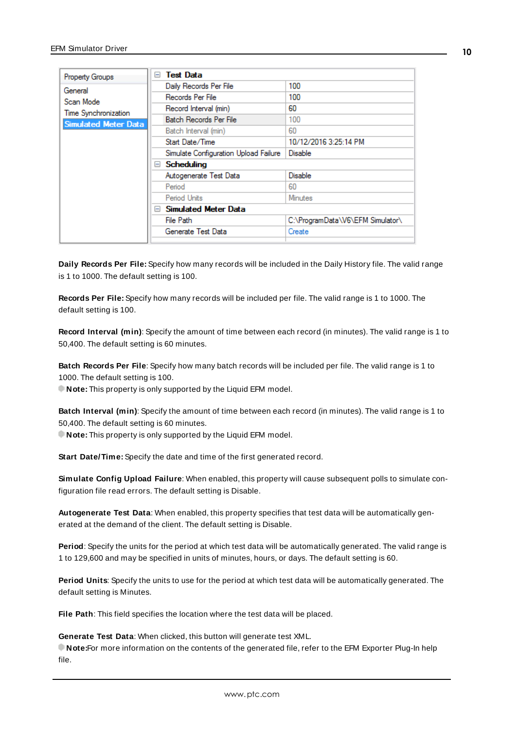| Property Groups | Test Data | |
|---|---|---|
| General | Daily Records Per File | 100 |
| Scan Mode | Records Per File | 100 |
| Time Synchronization | Record Interval (min) | 60 |
| Simulated Meter Data | Batch Records Per File | 100 |
| | Batch Interval (min) | 60 |
| | Start Date/Time | 10/12/2016 3:25:14 PM |
| | Simulate Configuration Upload Failure | Disable |
| | **Scheduling** | |
| | Autogenerate Test Data | Disable |
| | Period | 60 |
| | Period Units | Minutes |
| | **Simulated Meter Data** | |
| | File Path | C:\ProgramData\V6\EFM Simulator\ |
| | Generate Test Data | Create |

**Daily Records Per File:** Specify how many records will be included in the Daily History file. The valid range is 1 to 1000. The default setting is 100.

**Records Per File:** Specify how many records will be included per file. The valid range is 1 to 1000. The default setting is 100.

**Record Interval (min)**: Specify the amount of time between each record (in minutes). The valid range is 1 to 50,400. The default setting is 60 minutes.

**Batch Records Per File**: Specify how many batch records will be included per file. The valid range is 1 to 1000. The default setting is 100.
**Note:** This property is only supported by the Liquid EFM model.

**Batch Interval (min)**: Specify the amount of time between each record (in minutes). The valid range is 1 to 50,400. The default setting is 60 minutes.
**Note:** This property is only supported by the Liquid EFM model.

**Start Date/Time:** Specify the date and time of the first generated record.

**Simulate Config Upload Failure**: When enabled, this property will cause subsequent polls to simulate configuration file read errors. The default setting is Disable.

**Autogenerate Test Data**: When enabled, this property specifies that test data will be automatically generated at the demand of the client. The default setting is Disable.

**Period**: Specify the units for the period at which test data will be automatically generated. The valid range is 1 to 129,600 and may be specified in units of minutes, hours, or days. The default setting is 60.

**Period Units**: Specify the units to use for the period at which test data will be automatically generated. The default setting is Minutes.

**File Path**: This field specifies the location where the test data will be placed.

**Generate Test Data**: When clicked, this button will generate test XML.
**Note:**For more information on the contents of the generated file, refer to the EFM Exporter Plug-In help file.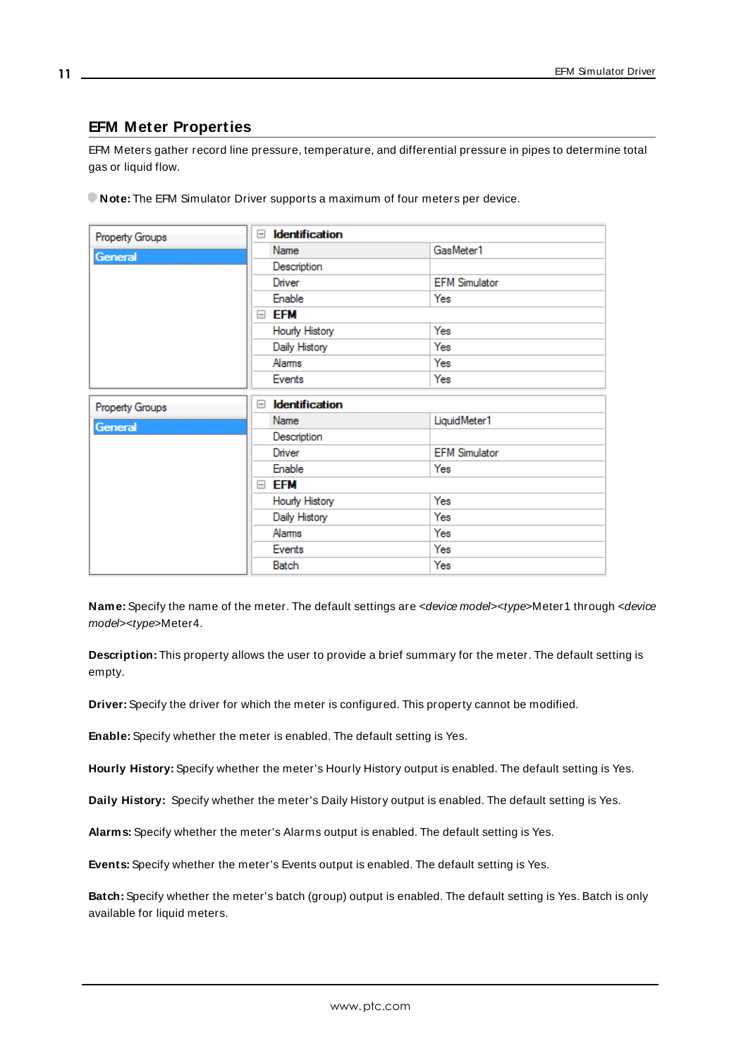## EFM Meter Properties

EFM Meters gather record line pressure, temperature, and differential pressure in pipes to determine total gas or liquid flow.

**Note:** The EFM Simulator Driver supports a maximum of four meters per device.

| Property Groups | Identification | |
|---|---|---|
| General | Name | GasMeter1 |
| | Description | |
| | Driver | EFM Simulator |
| | Enable | Yes |
| | **EFM** | |
| | Hourly History | Yes |
| | Daily History | Yes |
| | Alarms | Yes |
| | Events | Yes |

| Property Groups | Identification | |
|---|---|---|
| General | Name | LiquidMeter1 |
| | Description | |
| | Driver | EFM Simulator |
| | Enable | Yes |
| | **EFM** | |
| | Hourly History | Yes |
| | Daily History | Yes |
| | Alarms | Yes |
| | Events | Yes |
| | Batch | Yes |

**Name:** Specify the name of the meter. The default settings are *<device model><type>*Meter1 through *<device model><type>*Meter4.

**Description:** This property allows the user to provide a brief summary for the meter. The default setting is empty.

**Driver:** Specify the driver for which the meter is configured. This property cannot be modified.

**Enable:** Specify whether the meter is enabled. The default setting is Yes.

**Hourly History:** Specify whether the meter's Hourly History output is enabled. The default setting is Yes.

**Daily History:** Specify whether the meter's Daily History output is enabled. The default setting is Yes.

**Alarms:** Specify whether the meter's Alarms output is enabled. The default setting is Yes.

**Events:** Specify whether the meter's Events output is enabled. The default setting is Yes.

**Batch:** Specify whether the meter's batch (group) output is enabled. The default setting is Yes. Batch is only available for liquid meters.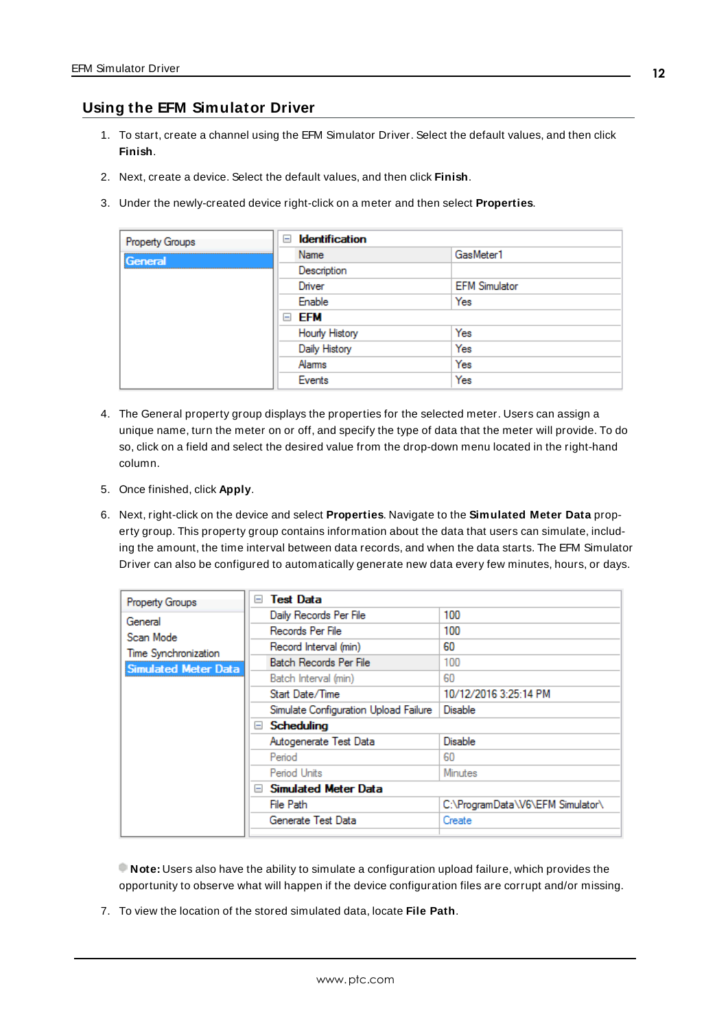## Using the EFM Simulator Driver

1. To start, create a channel using the EFM Simulator Driver. Select the default values, and then click **Finish**.

2. Next, create a device. Select the default values, and then click **Finish**.

3. Under the newly-created device right-click on a meter and then select **Properties**.

| Property Groups | | |
|---|---|---|
| **General** | **Identification** | |
| | Name | GasMeter1 |
| | Description | |
| | Driver | EFM Simulator |
| | Enable | Yes |
| | **EFM** | |
| | Hourly History | Yes |
| | Daily History | Yes |
| | Alarms | Yes |
| | Events | Yes |

4. The General property group displays the properties for the selected meter. Users can assign a unique name, turn the meter on or off, and specify the type of data that the meter will provide. To do so, click on a field and select the desired value from the drop-down menu located in the right-hand column.

5. Once finished, click **Apply**.

6. Next, right-click on the device and select **Properties**. Navigate to the **Simulated Meter Data** property group. This property group contains information about the data that users can simulate, including the amount, the time interval between data records, and when the data starts. The EFM Simulator Driver can also be configured to automatically generate new data every few minutes, hours, or days.

| Property Groups | | |
|---|---|---|
| General | **Test Data** | |
| Scan Mode | Daily Records Per File | 100 |
| Time Synchronization | Records Per File | 100 |
| **Simulated Meter Data** | Record Interval (min) | 60 |
| | Batch Records Per File | 100 |
| | Batch Interval (min) | 60 |
| | Start Date/Time | 10/12/2016 3:25:14 PM |
| | Simulate Configuration Upload Failure | Disable |
| | **Scheduling** | |
| | Autogenerate Test Data | Disable |
| | Period | 60 |
| | Period Units | Minutes |
| | **Simulated Meter Data** | |
| | File Path | C:\ProgramData\V6\EFM Simulator\ |
| | Generate Test Data | Create |

**Note:** Users also have the ability to simulate a configuration upload failure, which provides the opportunity to observe what will happen if the device configuration files are corrupt and/or missing.

7. To view the location of the stored simulated data, locate **File Path**.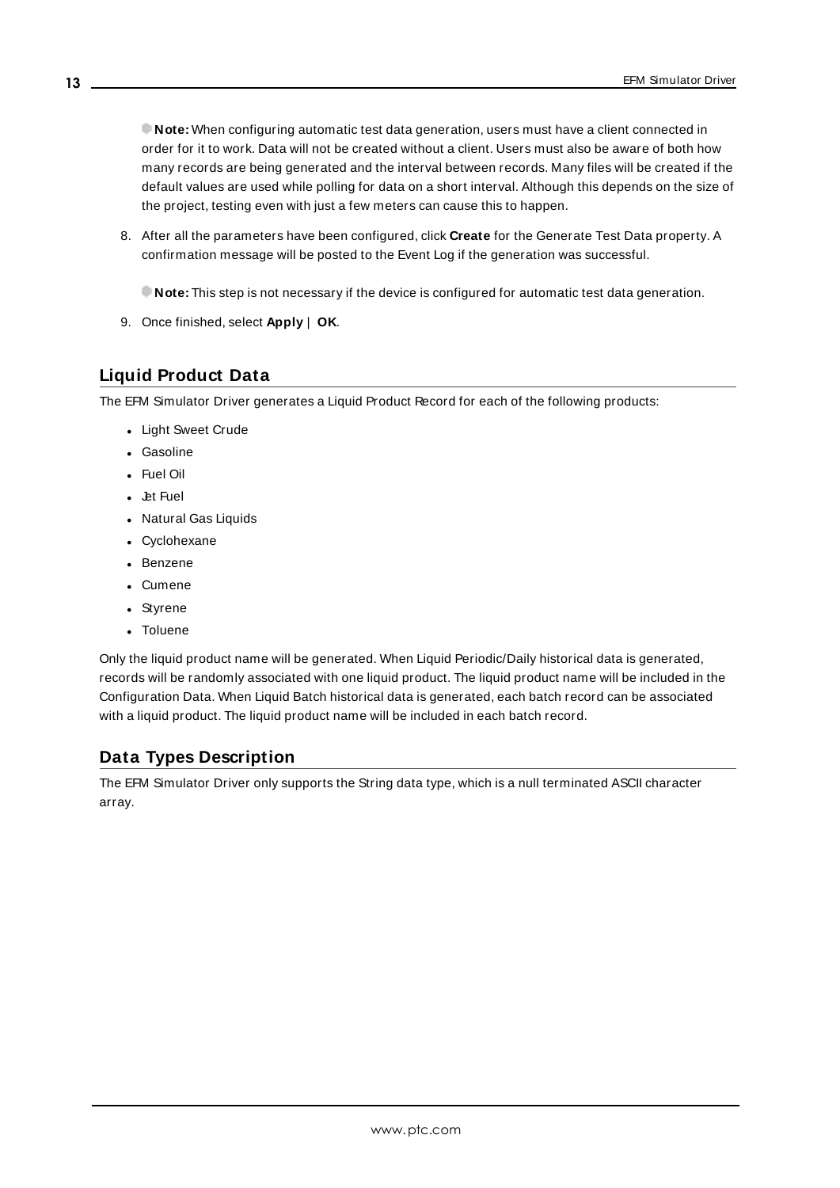**Note:** When configuring automatic test data generation, users must have a client connected in order for it to work. Data will not be created without a client. Users must also be aware of both how many records are being generated and the interval between records. Many files will be created if the default values are used while polling for data on a short interval. Although this depends on the size of the project, testing even with just a few meters can cause this to happen.

8. After all the parameters have been configured, click **Create** for the Generate Test Data property. A confirmation message will be posted to the Event Log if the generation was successful.

   **Note:** This step is not necessary if the device is configured for automatic test data generation.

9. Once finished, select **Apply** | **OK**.

## Liquid Product Data

The EFM Simulator Driver generates a Liquid Product Record for each of the following products:

- Light Sweet Crude
- Gasoline
- Fuel Oil
- Jet Fuel
- Natural Gas Liquids
- Cyclohexane
- Benzene
- Cumene
- Styrene
- Toluene

Only the liquid product name will be generated. When Liquid Periodic/Daily historical data is generated, records will be randomly associated with one liquid product. The liquid product name will be included in the Configuration Data. When Liquid Batch historical data is generated, each batch record can be associated with a liquid product. The liquid product name will be included in each batch record.

## Data Types Description

The EFM Simulator Driver only supports the String data type, which is a null terminated ASCII character array.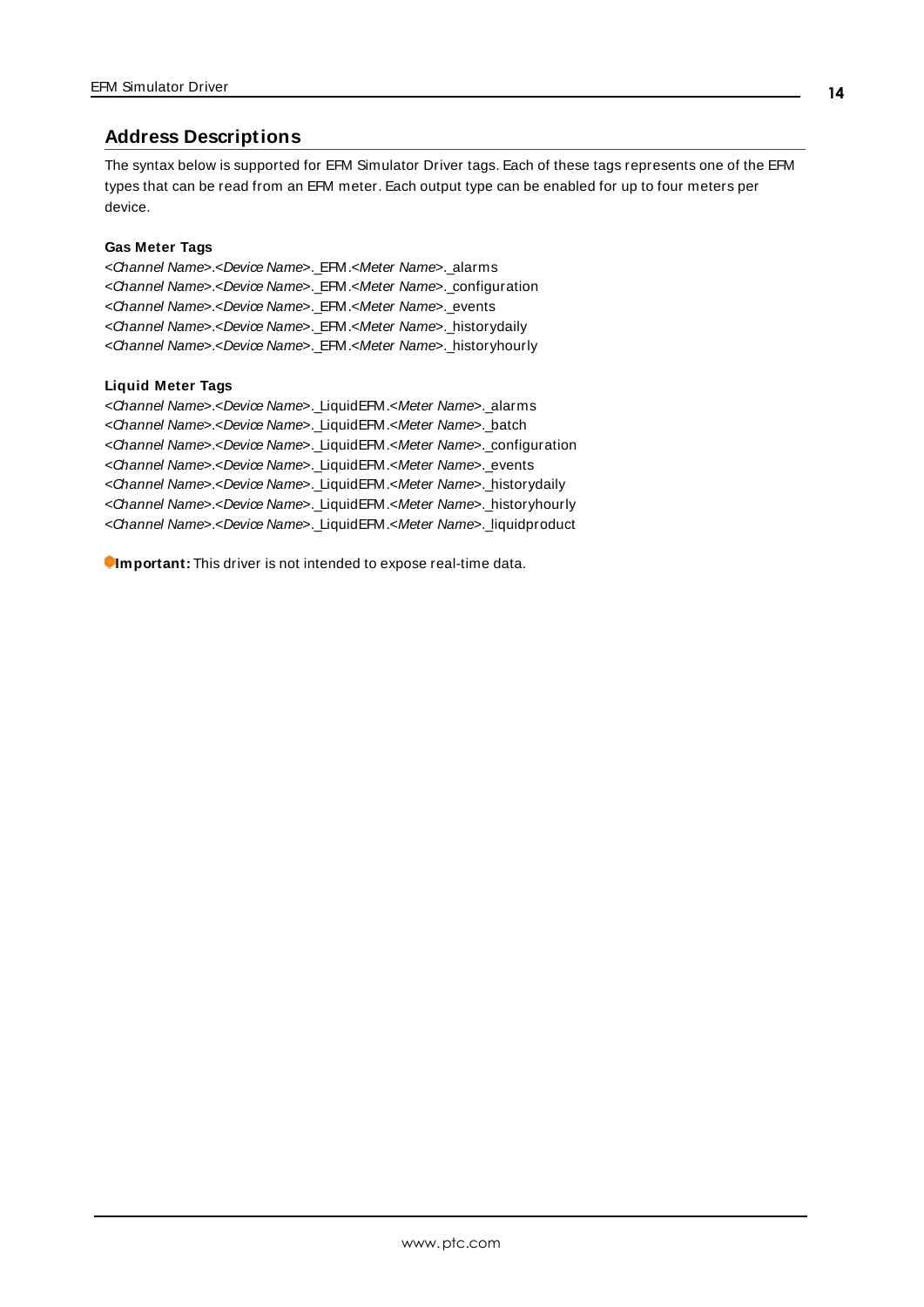## Address Descriptions

The syntax below is supported for EFM Simulator Driver tags. Each of these tags represents one of the EFM types that can be read from an EFM meter. Each output type can be enabled for up to four meters per device.

**Gas Meter Tags**

*<Channel Name>*.*<Device Name>*._EFM.*<Meter Name>*._alarms
*<Channel Name>*.*<Device Name>*._EFM.*<Meter Name>*._configuration
*<Channel Name>*.*<Device Name>*._EFM.*<Meter Name>*._events
*<Channel Name>*.*<Device Name>*._EFM.*<Meter Name>*._historydaily
*<Channel Name>*.*<Device Name>*._EFM.*<Meter Name>*._historyhourly

**Liquid Meter Tags**

*<Channel Name>*.*<Device Name>*._LiquidEFM.*<Meter Name>*._alarms
*<Channel Name>*.*<Device Name>*._LiquidEFM.*<Meter Name>*._batch
*<Channel Name>*.*<Device Name>*._LiquidEFM.*<Meter Name>*._configuration
*<Channel Name>*.*<Device Name>*._LiquidEFM.*<Meter Name>*._events
*<Channel Name>*.*<Device Name>*._LiquidEFM.*<Meter Name>*._historydaily
*<Channel Name>*.*<Device Name>*._LiquidEFM.*<Meter Name>*._historyhourly
*<Channel Name>*.*<Device Name>*._LiquidEFM.*<Meter Name>*._liquidproduct

**Important:** This driver is not intended to expose real-time data.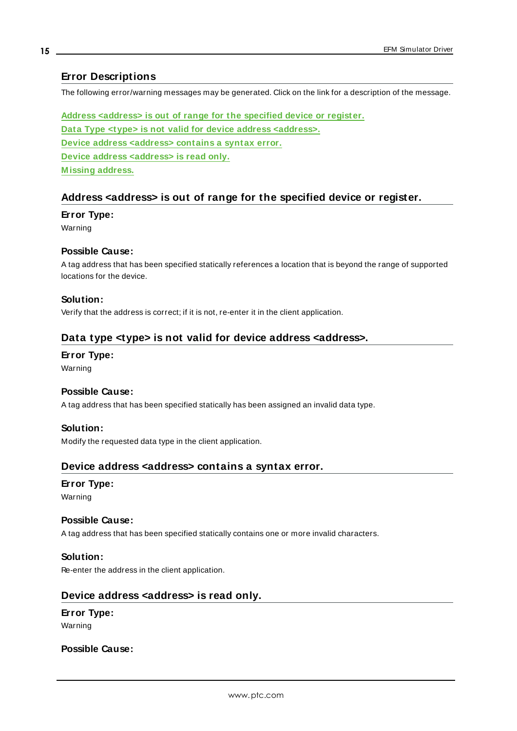## Error Descriptions

The following error/warning messages may be generated. Click on the link for a description of the message.

**Address <address> is out of range for the specified device or register.**
**Data Type <type> is not valid for device address <address>.**
**Device address <address> contains a syntax error.**
**Device address <address> is read only.**
**Missing address.**

### Address <address> is out of range for the specified device or register.

**Error Type:**
Warning

**Possible Cause:**
A tag address that has been specified statically references a location that is beyond the range of supported locations for the device.

**Solution:**
Verify that the address is correct; if it is not, re-enter it in the client application.

### Data type <type> is not valid for device address <address>.

**Error Type:**
Warning

**Possible Cause:**
A tag address that has been specified statically has been assigned an invalid data type.

**Solution:**
Modify the requested data type in the client application.

### Device address <address> contains a syntax error.

**Error Type:**
Warning

**Possible Cause:**
A tag address that has been specified statically contains one or more invalid characters.

**Solution:**
Re-enter the address in the client application.

### Device address <address> is read only.

**Error Type:**
Warning

**Possible Cause:**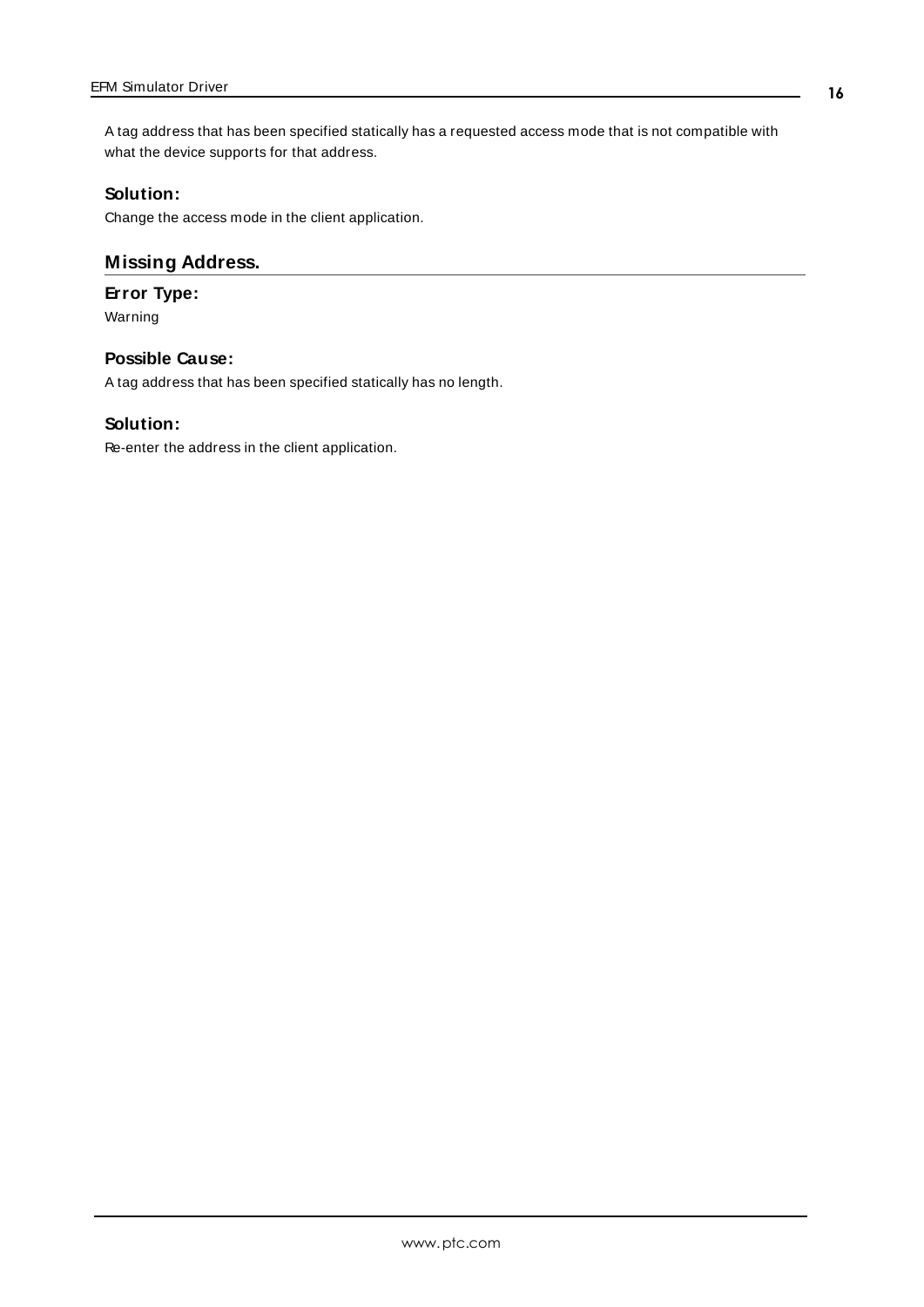A tag address that has been specified statically has a requested access mode that is not compatible with what the device supports for that address.

### Solution:

Change the access mode in the client application.

## Missing Address.

### Error Type:

Warning

### Possible Cause:

A tag address that has been specified statically has no length.

### Solution:

Re-enter the address in the client application.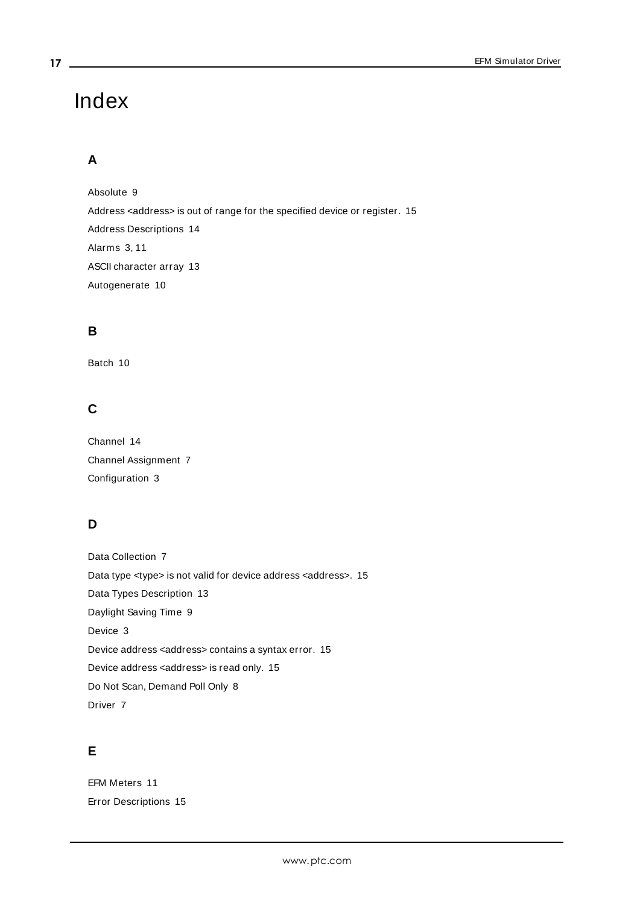# Index

## A

Absolute 9

Address <address> is out of range for the specified device or register. 15

Address Descriptions 14

Alarms 3, 11

ASCII character array 13

Autogenerate 10

## B

Batch 10

## C

Channel 14

Channel Assignment 7

Configuration 3

## D

Data Collection 7

Data type <type> is not valid for device address <address>. 15

Data Types Description 13

Daylight Saving Time 9

Device 3

Device address <address> contains a syntax error. 15

Device address <address> is read only. 15

Do Not Scan, Demand Poll Only 8

Driver 7

## E

EFM Meters 11

Error Descriptions 15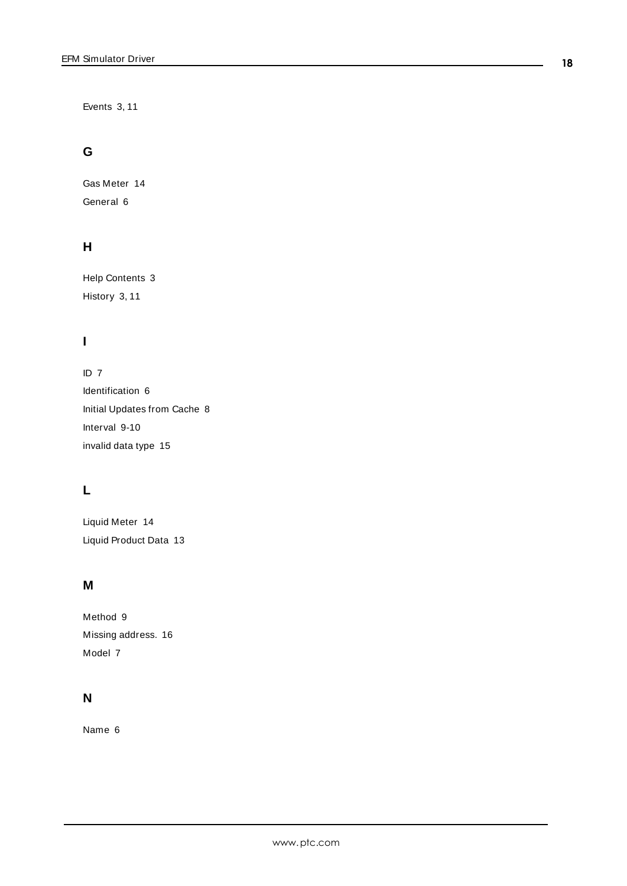Events 3, 11

## G

Gas Meter 14

General 6

## H

Help Contents 3

History 3, 11

## I

ID 7

Identification 6

Initial Updates from Cache 8

Interval 9-10

invalid data type 15

## L

Liquid Meter 14

Liquid Product Data 13

## M

Method 9

Missing address. 16

Model 7

## N

Name 6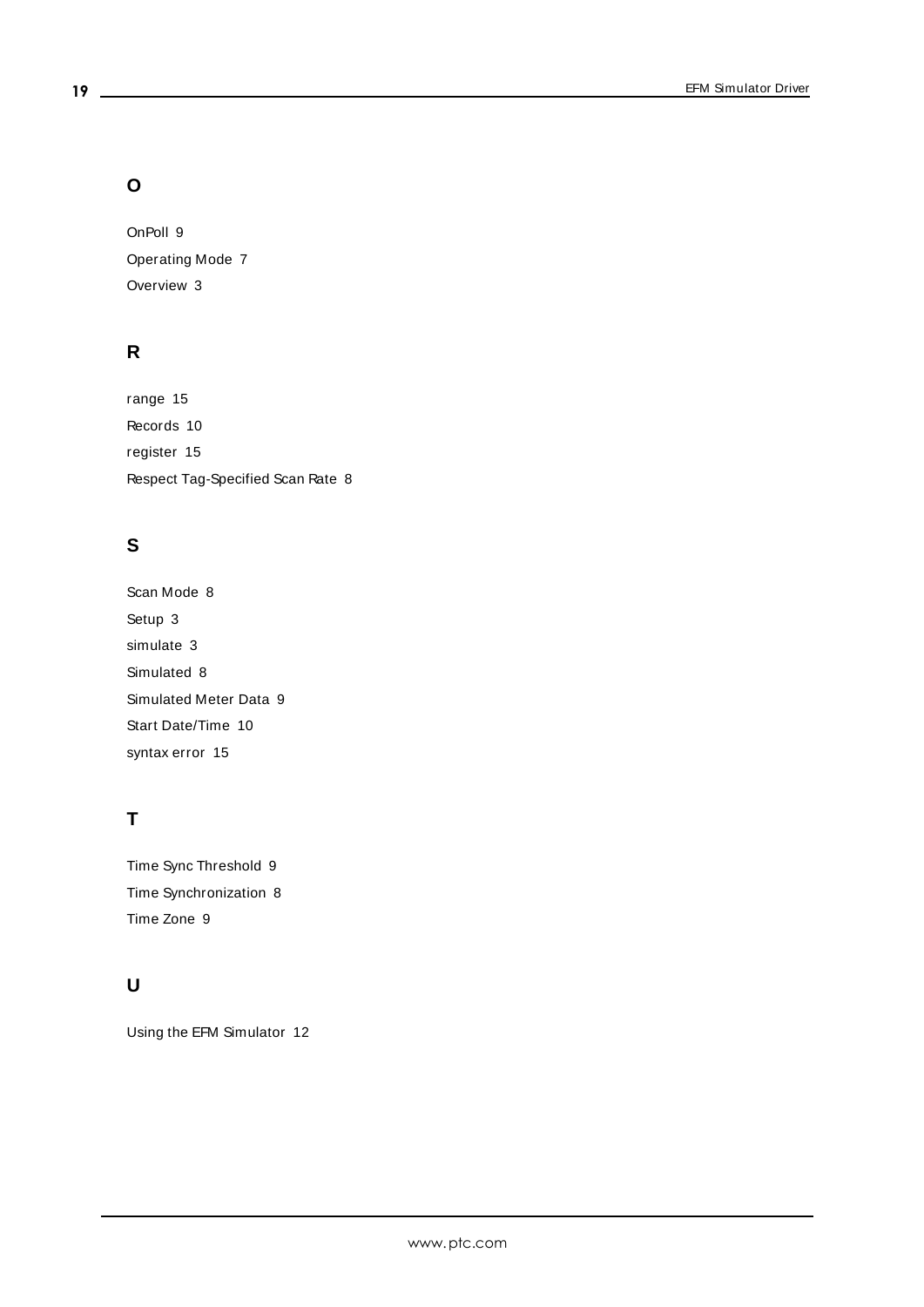## O

OnPoll 9

Operating Mode 7

Overview 3

## R

range 15

Records 10

register 15

Respect Tag-Specified Scan Rate 8

## S

Scan Mode 8

Setup 3

simulate 3

Simulated 8

Simulated Meter Data 9

Start Date/Time 10

syntax error 15

## T

Time Sync Threshold 9

Time Synchronization 8

Time Zone 9

## U

Using the EFM Simulator 12